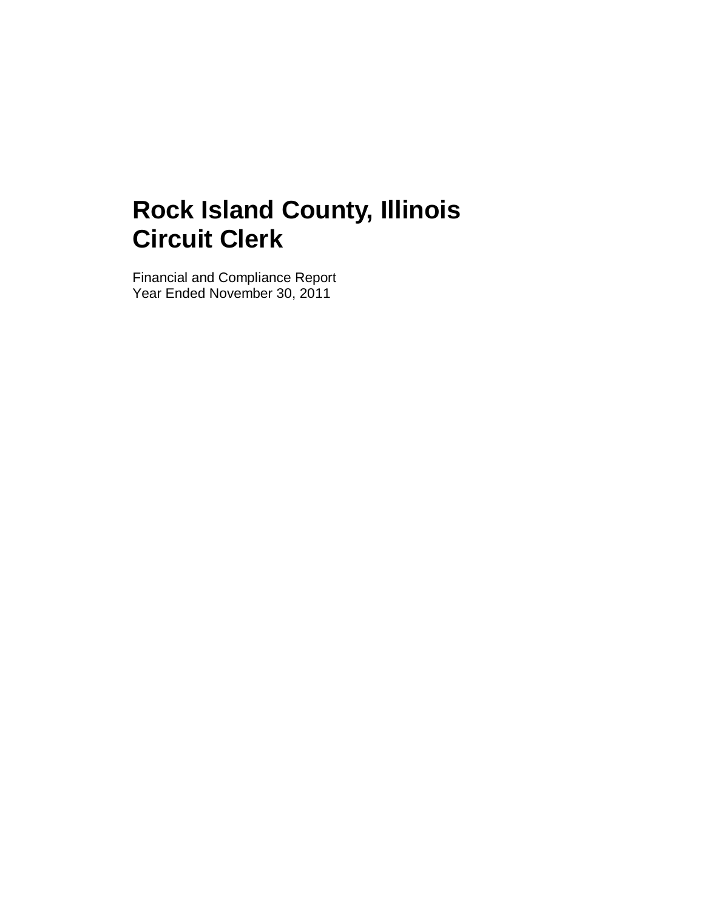# Rock Island County, Illinois
# Circuit Clerk

Financial and Compliance Report
Year Ended November 30, 2011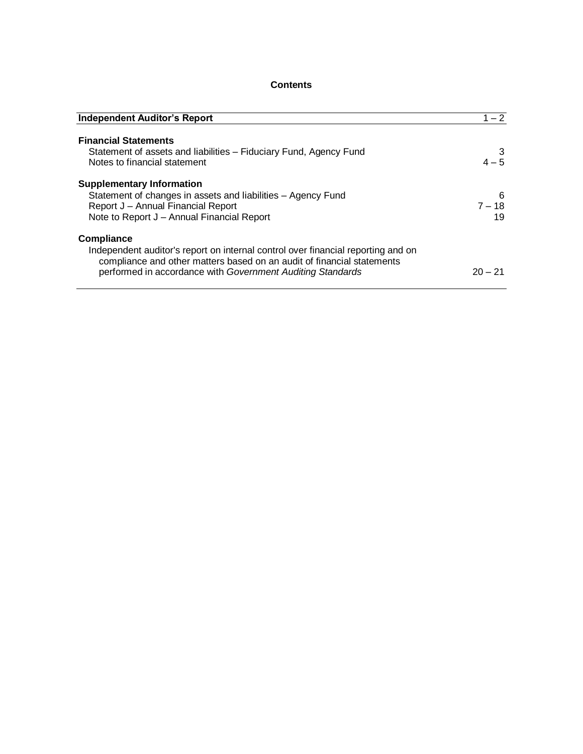# Contents

| | |
|---|---|
| **Independent Auditor's Report** | 1 – 2 |
| | |
| **Financial Statements** | |
| Statement of assets and liabilities – Fiduciary Fund, Agency Fund | 3 |
| Notes to financial statement | 4 – 5 |
| | |
| **Supplementary Information** | |
| Statement of changes in assets and liabilities – Agency Fund | 6 |
| Report J – Annual Financial Report | 7 – 18 |
| Note to Report J – Annual Financial Report | 19 |
| | |
| **Compliance** | |
| Independent auditor's report on internal control over financial reporting and on compliance and other matters based on an audit of financial statements performed in accordance with *Government Auditing Standards* | 20 – 21 |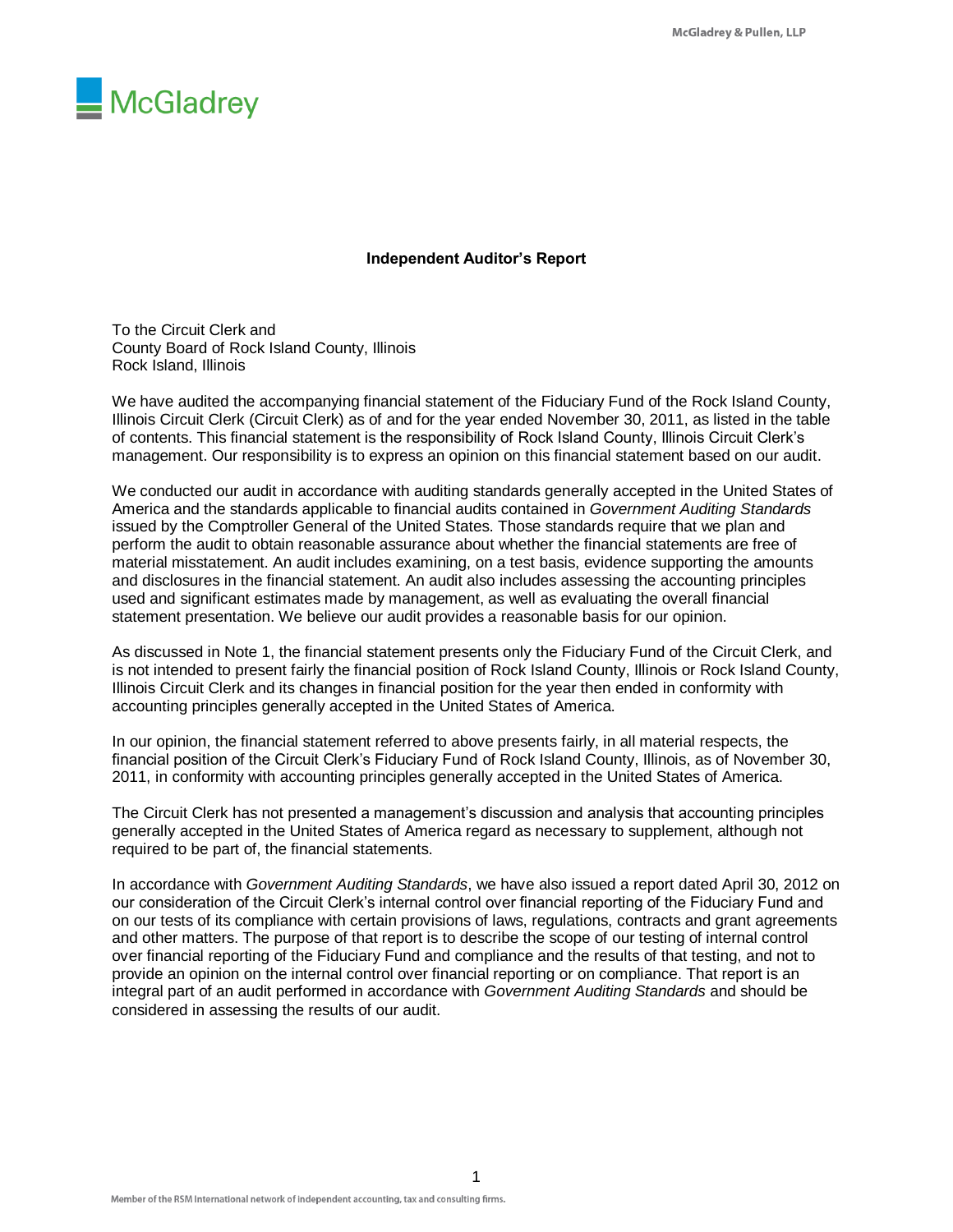McGladrey

## Independent Auditor's Report

To the Circuit Clerk and
County Board of Rock Island County, Illinois
Rock Island, Illinois

We have audited the accompanying financial statement of the Fiduciary Fund of the Rock Island County, Illinois Circuit Clerk (Circuit Clerk) as of and for the year ended November 30, 2011, as listed in the table of contents. This financial statement is the responsibility of Rock Island County, Illinois Circuit Clerk's management. Our responsibility is to express an opinion on this financial statement based on our audit.

We conducted our audit in accordance with auditing standards generally accepted in the United States of America and the standards applicable to financial audits contained in *Government Auditing Standards* issued by the Comptroller General of the United States. Those standards require that we plan and perform the audit to obtain reasonable assurance about whether the financial statements are free of material misstatement. An audit includes examining, on a test basis, evidence supporting the amounts and disclosures in the financial statement. An audit also includes assessing the accounting principles used and significant estimates made by management, as well as evaluating the overall financial statement presentation. We believe our audit provides a reasonable basis for our opinion.

As discussed in Note 1, the financial statement presents only the Fiduciary Fund of the Circuit Clerk, and is not intended to present fairly the financial position of Rock Island County, Illinois or Rock Island County, Illinois Circuit Clerk and its changes in financial position for the year then ended in conformity with accounting principles generally accepted in the United States of America.

In our opinion, the financial statement referred to above presents fairly, in all material respects, the financial position of the Circuit Clerk's Fiduciary Fund of Rock Island County, Illinois, as of November 30, 2011, in conformity with accounting principles generally accepted in the United States of America.

The Circuit Clerk has not presented a management's discussion and analysis that accounting principles generally accepted in the United States of America regard as necessary to supplement, although not required to be part of, the financial statements.

In accordance with *Government Auditing Standards*, we have also issued a report dated April 30, 2012 on our consideration of the Circuit Clerk's internal control over financial reporting of the Fiduciary Fund and on our tests of its compliance with certain provisions of laws, regulations, contracts and grant agreements and other matters. The purpose of that report is to describe the scope of our testing of internal control over financial reporting of the Fiduciary Fund and compliance and the results of that testing, and not to provide an opinion on the internal control over financial reporting or on compliance. That report is an integral part of an audit performed in accordance with *Government Auditing Standards* and should be considered in assessing the results of our audit.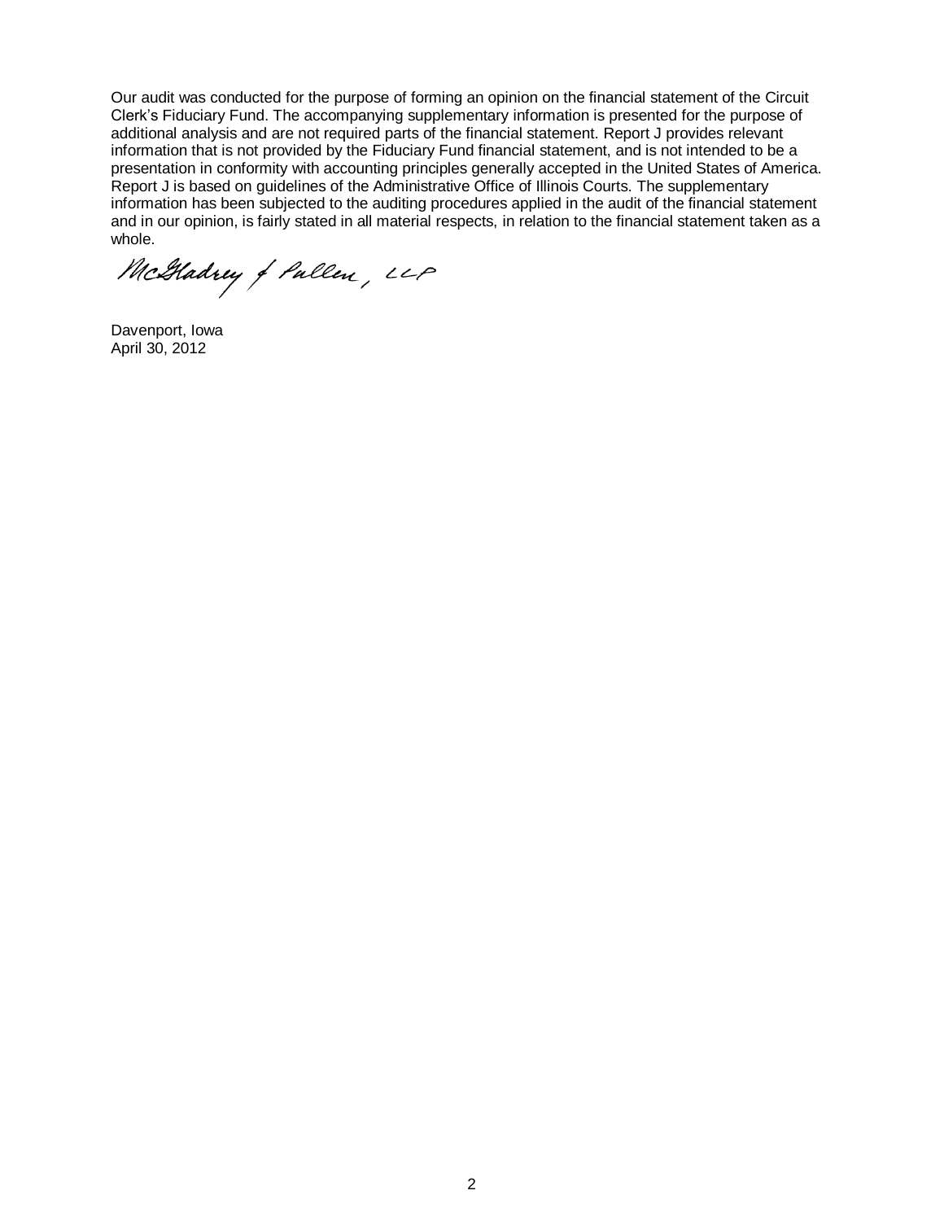Our audit was conducted for the purpose of forming an opinion on the financial statement of the Circuit Clerk's Fiduciary Fund. The accompanying supplementary information is presented for the purpose of additional analysis and are not required parts of the financial statement. Report J provides relevant information that is not provided by the Fiduciary Fund financial statement, and is not intended to be a presentation in conformity with accounting principles generally accepted in the United States of America. Report J is based on guidelines of the Administrative Office of Illinois Courts. The supplementary information has been subjected to the auditing procedures applied in the audit of the financial statement and in our opinion, is fairly stated in all material respects, in relation to the financial statement taken as a whole.

McGladrey & Pullen, LLP

Davenport, Iowa
April 30, 2012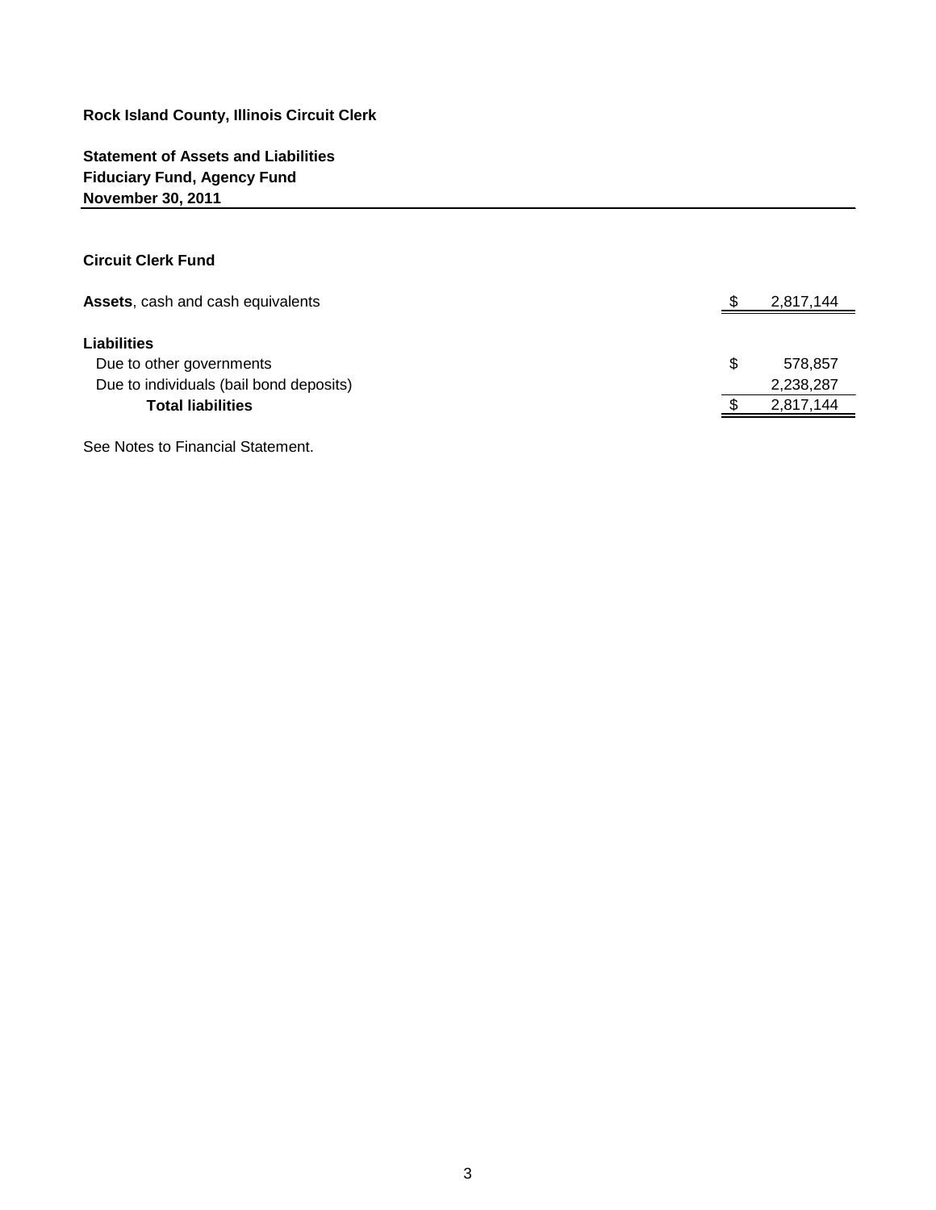**Rock Island County, Illinois Circuit Clerk**

**Statement of Assets and Liabilities**
**Fiduciary Fund, Agency Fund**
**November 30, 2011**

**Circuit Clerk Fund**

| | | |
|---|---|---|
| **Assets**, cash and cash equivalents | $ | 2,817,144 |
| **Liabilities** | | |
| Due to other governments | $ | 578,857 |
| Due to individuals (bail bond deposits) | | 2,238,287 |
| **Total liabilities** | $ | 2,817,144 |

See Notes to Financial Statement.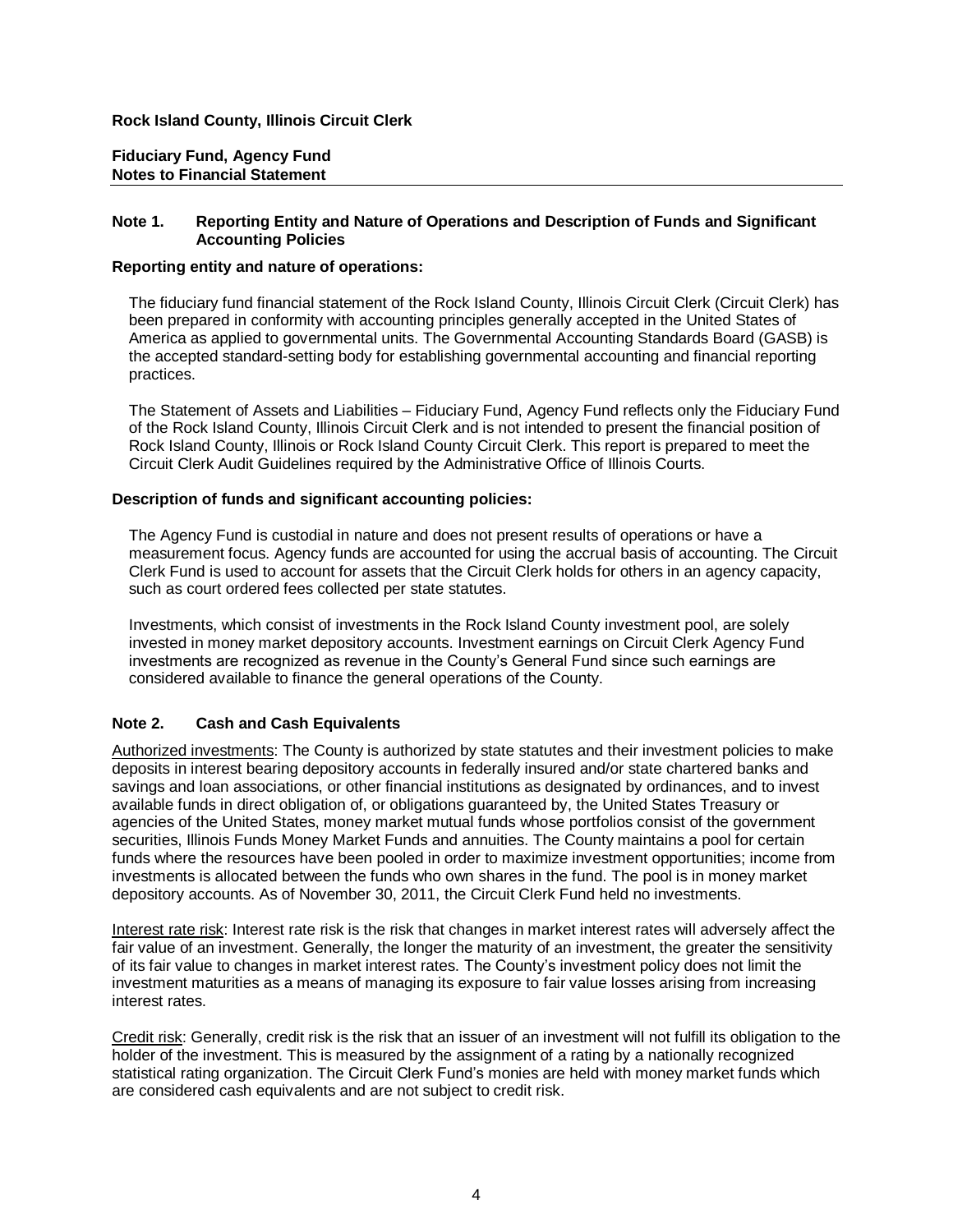**Rock Island County, Illinois Circuit Clerk**

**Fiduciary Fund, Agency Fund**
**Notes to Financial Statement**

## Note 1. Reporting Entity and Nature of Operations and Description of Funds and Significant Accounting Policies

**Reporting entity and nature of operations:**

The fiduciary fund financial statement of the Rock Island County, Illinois Circuit Clerk (Circuit Clerk) has been prepared in conformity with accounting principles generally accepted in the United States of America as applied to governmental units. The Governmental Accounting Standards Board (GASB) is the accepted standard-setting body for establishing governmental accounting and financial reporting practices.

The Statement of Assets and Liabilities – Fiduciary Fund, Agency Fund reflects only the Fiduciary Fund of the Rock Island County, Illinois Circuit Clerk and is not intended to present the financial position of Rock Island County, Illinois or Rock Island County Circuit Clerk. This report is prepared to meet the Circuit Clerk Audit Guidelines required by the Administrative Office of Illinois Courts.

**Description of funds and significant accounting policies:**

The Agency Fund is custodial in nature and does not present results of operations or have a measurement focus. Agency funds are accounted for using the accrual basis of accounting. The Circuit Clerk Fund is used to account for assets that the Circuit Clerk holds for others in an agency capacity, such as court ordered fees collected per state statutes.

Investments, which consist of investments in the Rock Island County investment pool, are solely invested in money market depository accounts. Investment earnings on Circuit Clerk Agency Fund investments are recognized as revenue in the County's General Fund since such earnings are considered available to finance the general operations of the County.

## Note 2. Cash and Cash Equivalents

Authorized investments: The County is authorized by state statutes and their investment policies to make deposits in interest bearing depository accounts in federally insured and/or state chartered banks and savings and loan associations, or other financial institutions as designated by ordinances, and to invest available funds in direct obligation of, or obligations guaranteed by, the United States Treasury or agencies of the United States, money market mutual funds whose portfolios consist of the government securities, Illinois Funds Money Market Funds and annuities. The County maintains a pool for certain funds where the resources have been pooled in order to maximize investment opportunities; income from investments is allocated between the funds who own shares in the fund. The pool is in money market depository accounts. As of November 30, 2011, the Circuit Clerk Fund held no investments.

Interest rate risk: Interest rate risk is the risk that changes in market interest rates will adversely affect the fair value of an investment. Generally, the longer the maturity of an investment, the greater the sensitivity of its fair value to changes in market interest rates. The County's investment policy does not limit the investment maturities as a means of managing its exposure to fair value losses arising from increasing interest rates.

Credit risk: Generally, credit risk is the risk that an issuer of an investment will not fulfill its obligation to the holder of the investment. This is measured by the assignment of a rating by a nationally recognized statistical rating organization. The Circuit Clerk Fund's monies are held with money market funds which are considered cash equivalents and are not subject to credit risk.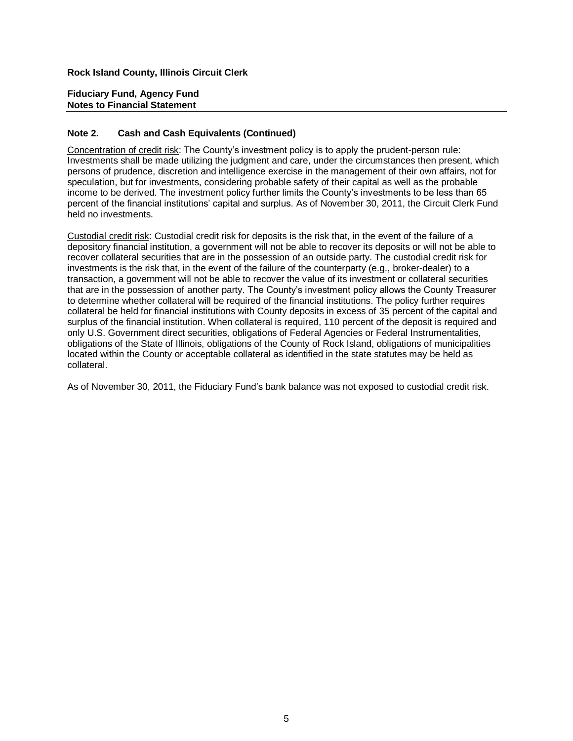**Rock Island County, Illinois Circuit Clerk**

**Fiduciary Fund, Agency Fund**
**Notes to Financial Statement**

### Note 2. Cash and Cash Equivalents (Continued)

Concentration of credit risk: The County's investment policy is to apply the prudent-person rule: Investments shall be made utilizing the judgment and care, under the circumstances then present, which persons of prudence, discretion and intelligence exercise in the management of their own affairs, not for speculation, but for investments, considering probable safety of their capital as well as the probable income to be derived. The investment policy further limits the County's investments to be less than 65 percent of the financial institutions' capital and surplus. As of November 30, 2011, the Circuit Clerk Fund held no investments.

Custodial credit risk: Custodial credit risk for deposits is the risk that, in the event of the failure of a depository financial institution, a government will not be able to recover its deposits or will not be able to recover collateral securities that are in the possession of an outside party. The custodial credit risk for investments is the risk that, in the event of the failure of the counterparty (e.g., broker-dealer) to a transaction, a government will not be able to recover the value of its investment or collateral securities that are in the possession of another party. The County's investment policy allows the County Treasurer to determine whether collateral will be required of the financial institutions. The policy further requires collateral be held for financial institutions with County deposits in excess of 35 percent of the capital and surplus of the financial institution. When collateral is required, 110 percent of the deposit is required and only U.S. Government direct securities, obligations of Federal Agencies or Federal Instrumentalities, obligations of the State of Illinois, obligations of the County of Rock Island, obligations of municipalities located within the County or acceptable collateral as identified in the state statutes may be held as collateral.

As of November 30, 2011, the Fiduciary Fund's bank balance was not exposed to custodial credit risk.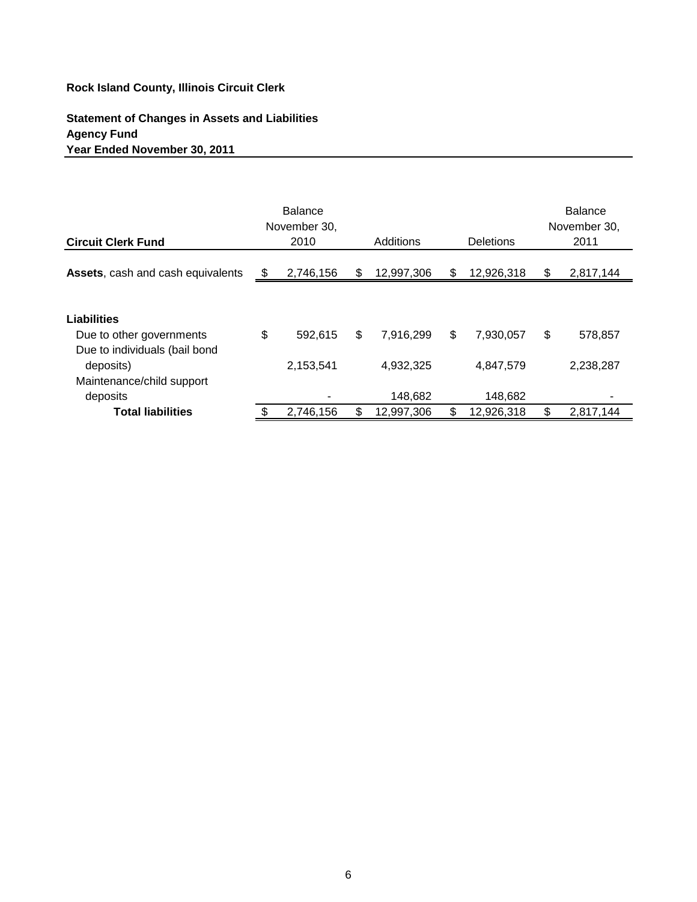**Rock Island County, Illinois Circuit Clerk**

**Statement of Changes in Assets and Liabilities**
**Agency Fund**
**Year Ended November 30, 2011**

| **Circuit Clerk Fund** | Balance November 30, 2010 | Additions | Deletions | Balance November 30, 2011 |
|---|---|---|---|---|
| **Assets**, cash and cash equivalents | $ 2,746,156 | $ 12,997,306 | $ 12,926,318 | $ 2,817,144 |
| | | | | |
| **Liabilities** | | | | |
| Due to other governments | $ 592,615 | $ 7,916,299 | $ 7,930,057 | $ 578,857 |
| Due to individuals (bail bond deposits) | 2,153,541 | 4,932,325 | 4,847,579 | 2,238,287 |
| Maintenance/child support deposits | - | 148,682 | 148,682 | - |
| **Total liabilities** | $ 2,746,156 | $ 12,997,306 | $ 12,926,318 | $ 2,817,144 |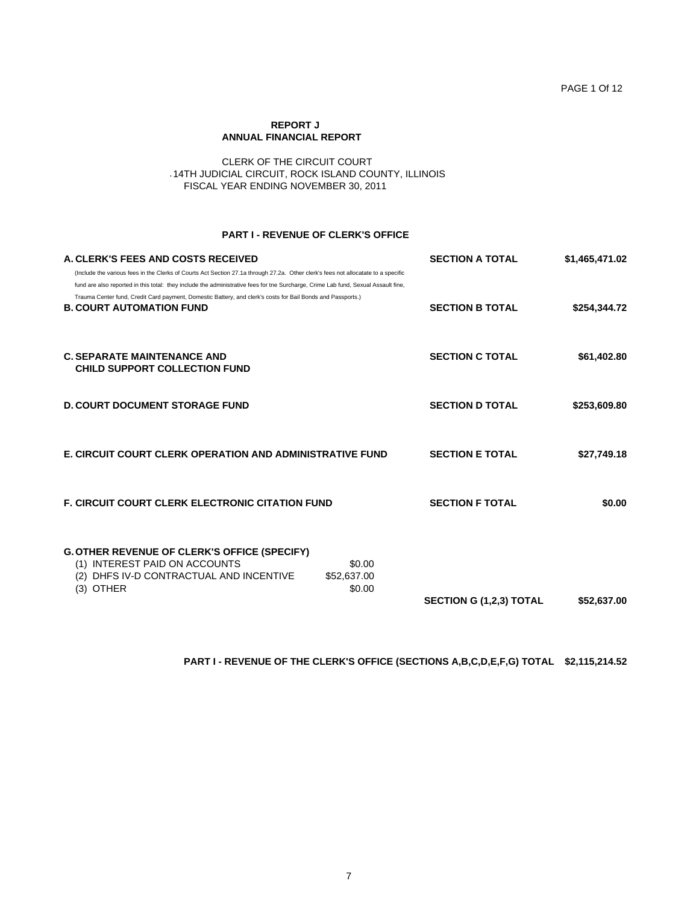# REPORT J
## ANNUAL FINANCIAL REPORT

CLERK OF THE CIRCUIT COURT
14TH JUDICIAL CIRCUIT, ROCK ISLAND COUNTY, ILLINOIS
FISCAL YEAR ENDING NOVEMBER 30, 2011

### PART I - REVENUE OF CLERK'S OFFICE

| | | | |
|---|---|---|---|
| **A. CLERK'S FEES AND COSTS RECEIVED** (Include the various fees in the Clerks of Courts Act Section 27.1a through 27.2a. Other clerk's fees not allocatate to a specific fund are also reported in this total: they include the administrative fees for tne Surcharge, Crime Lab fund, Sexual Assault fine, Trauma Center fund, Credit Card payment, Domestic Battery, and clerk's costs for Bail Bonds and Passports.) | | **SECTION A TOTAL** | **$1,465,471.02** |
| **B. COURT AUTOMATION FUND** | | **SECTION B TOTAL** | **$254,344.72** |
| **C. SEPARATE MAINTENANCE AND CHILD SUPPORT COLLECTION FUND** | | **SECTION C TOTAL** | **$61,402.80** |
| **D. COURT DOCUMENT STORAGE FUND** | | **SECTION D TOTAL** | **$253,609.80** |
| **E. CIRCUIT COURT CLERK OPERATION AND ADMINISTRATIVE FUND** | | **SECTION E TOTAL** | **$27,749.18** |
| **F. CIRCUIT COURT CLERK ELECTRONIC CITATION FUND** | | **SECTION F TOTAL** | **$0.00** |
| **G. OTHER REVENUE OF CLERK'S OFFICE (SPECIFY)** | | | |
| (1) INTEREST PAID ON ACCOUNTS | $0.00 | | |
| (2) DHFS IV-D CONTRACTUAL AND INCENTIVE | $52,637.00 | | |
| (3) OTHER | $0.00 | | |
| | | **SECTION G (1,2,3) TOTAL** | **$52,637.00** |

**PART I - REVENUE OF THE CLERK'S OFFICE (SECTIONS A,B,C,D,E,F,G) TOTAL $2,115,214.52**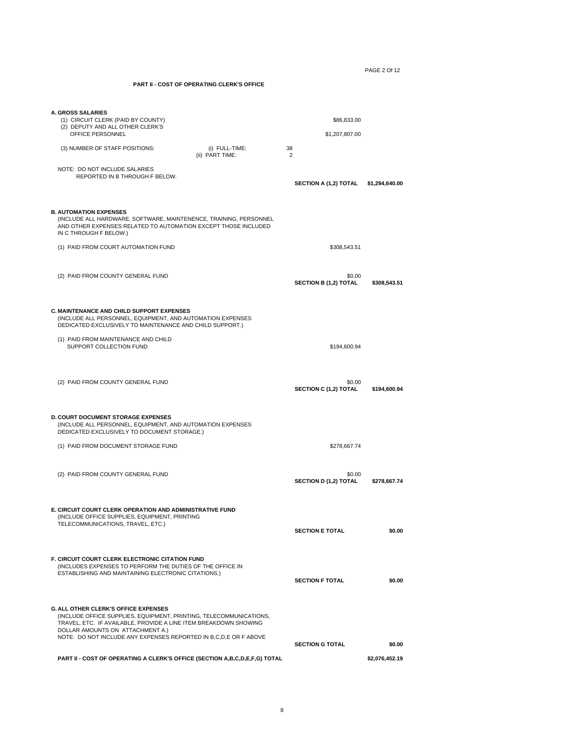## PART II - COST OF OPERATING CLERK'S OFFICE

**A. GROSS SALARIES**

| | | |
|---|---|---|
| (1) CIRCUIT CLERK (PAID BY COUNTY) | $86,833.00 | |
| (2) DEPUTY AND ALL OTHER CLERK'S OFFICE PERSONNEL | $1,207,807.00 | |
| (3) NUMBER OF STAFF POSITIONS: (i) FULL-TIME: | 38 | |
| (ii) PART TIME: | 2 | |

NOTE: DO NOT INCLUDE SALARIES REPORTED IN B THROUGH F BELOW.

**SECTION A (1,2) TOTAL** **$1,294,640.00**

**B. AUTOMATION EXPENSES**

(INCLUDE ALL HARDWARE, SOFTWARE, MAINTENENCE, TRAINING, PERSONNEL AND OTHER EXPENSES RELATED TO AUTOMATION EXCEPT THOSE INCLUDED IN C THROUGH F BELOW.)

| | | |
|---|---|---|
| (1) PAID FROM COURT AUTOMATION FUND | $308,543.51 | |
| (2) PAID FROM COUNTY GENERAL FUND | $0.00 | |
| | **SECTION B (1,2) TOTAL** | **$308,543.51** |

**C. MAINTENANCE AND CHILD SUPPORT EXPENSES**

(INCLUDE ALL PERSONNEL, EQUIPMENT, AND AUTOMATION EXPENSES DEDICATED EXCLUSIVELY TO MAINTENANCE AND CHILD SUPPORT.)

| | | |
|---|---|---|
| (1) PAID FROM MAINTENANCE AND CHILD SUPPORT COLLECTION FUND | $194,600.94 | |
| (2) PAID FROM COUNTY GENERAL FUND | $0.00 | |
| | **SECTION C (1,2) TOTAL** | **$194,600.94** |

**D. COURT DOCUMENT STORAGE EXPENSES**

(INCLUDE ALL PERSONNEL, EQUIPMENT, AND AUTOMATION EXPENSES DEDICATED EXCLUSIVELY TO DOCUMENT STORAGE.)

| | | |
|---|---|---|
| (1) PAID FROM DOCUMENT STORAGE FUND | $278,667.74 | |
| (2) PAID FROM COUNTY GENERAL FUND | $0.00 | |
| | **SECTION D (1,2) TOTAL** | **$278,667.74** |

**E. CIRCUIT COURT CLERK OPERATION AND ADMINISTRATIVE FUND**

(INCLUDE OFFICE SUPPLIES, EQUIPMENT, PRINTING TELECOMMUNICATIONS, TRAVEL, ETC.)

**SECTION E TOTAL** **$0.00**

**F. CIRCUIT COURT CLERK ELECTRONIC CITATION FUND**

(INCLUDES EXPENSES TO PERFORM THE DUTIES OF THE OFFICE IN ESTABLISHING AND MAINTAINING ELECTRONIC CITATIONS.)

**SECTION F TOTAL** **$0.00**

**G. ALL OTHER CLERK'S OFFICE EXPENSES**

(INCLUDE OFFICE SUPPLIES, EQUIPMENT, PRINTING, TELECOMMUNICATIONS, TRAVEL, ETC. IF AVAILABLE, PROVIDE A LINE ITEM BREAKDOWN SHOWING DOLLAR AMOUNTS ON ATTACHMENT A.)
NOTE: DO NOT INCLUDE ANY EXPENSES REPORTED IN B,C,D,E OR F ABOVE

**SECTION G TOTAL** **$0.00**

**PART II - COST OF OPERATING A CLERK'S OFFICE (SECTION A,B,C,D,E,F,G) TOTAL** **$2,076,452.19**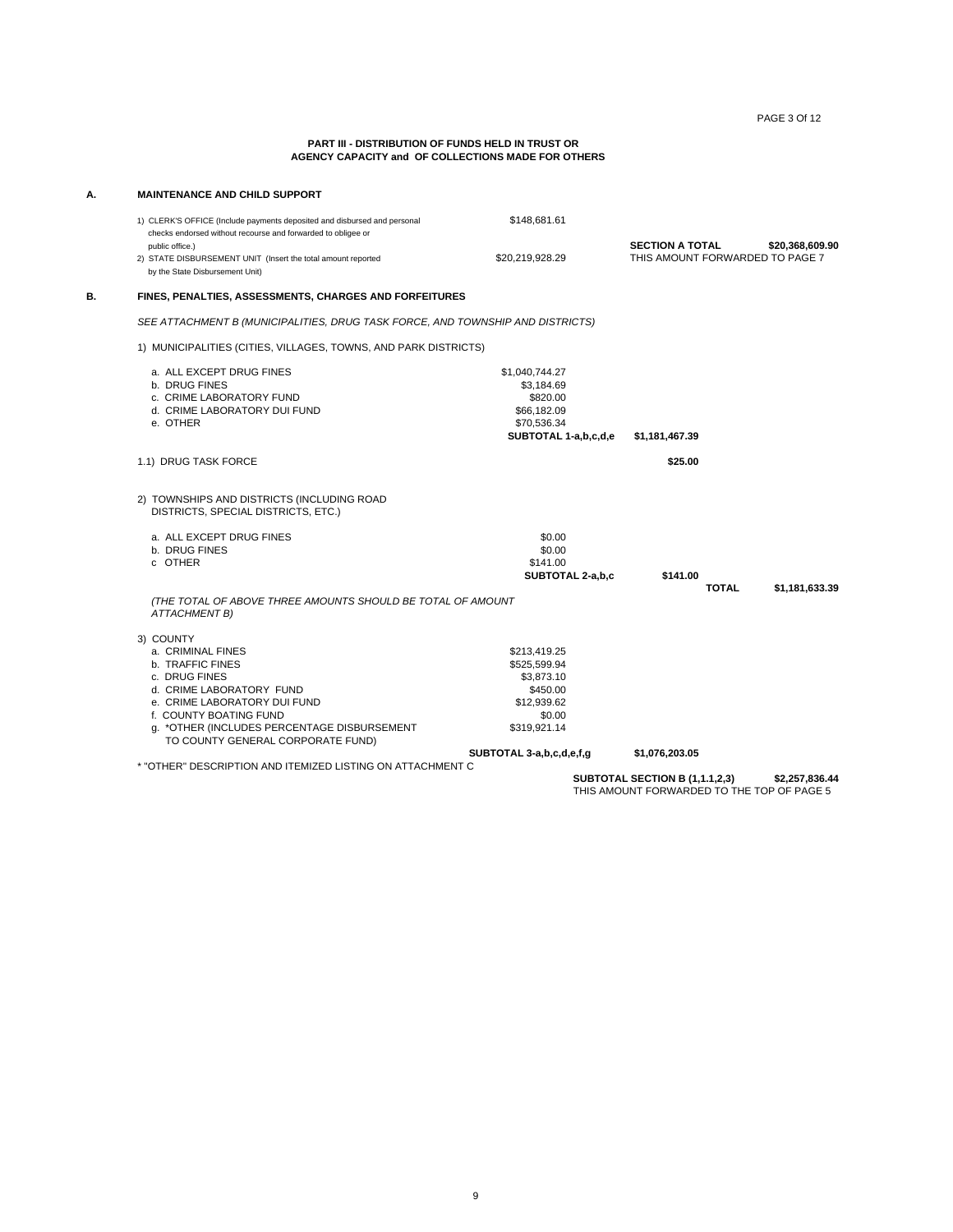## PART III - DISTRIBUTION OF FUNDS HELD IN TRUST OR AGENCY CAPACITY and OF COLLECTIONS MADE FOR OTHERS

### A. MAINTENANCE AND CHILD SUPPORT

| | | | |
|---|---|---|---|
| 1) CLERK'S OFFICE (Include payments deposited and disbursed and personal checks endorsed without recourse and forwarded to obligee or public office.) | $148,681.61 | **SECTION A TOTAL** | **$20,368,609.90** |
| 2) STATE DISBURSEMENT UNIT (Insert the total amount reported by the State Disbursement Unit) | $20,219,928.29 | THIS AMOUNT FORWARDED TO PAGE 7 | |

### B. FINES, PENALTIES, ASSESSMENTS, CHARGES AND FORFEITURES

*SEE ATTACHMENT B (MUNICIPALITIES, DRUG TASK FORCE, AND TOWNSHIP AND DISTRICTS)*

1) MUNICIPALITIES (CITIES, VILLAGES, TOWNS, AND PARK DISTRICTS)

| | | | | |
|---|---|---|---|---|
| a. ALL EXCEPT DRUG FINES | $1,040,744.27 | | | |
| b. DRUG FINES | $3,184.69 | | | |
| c. CRIME LABORATORY FUND | $820.00 | | | |
| d. CRIME LABORATORY DUI FUND | $66,182.09 | | | |
| e. OTHER | $70,536.34 | | | |
| | **SUBTOTAL 1-a,b,c,d,e** | **$1,181,467.39** | | |

| | | | | |
|---|---|---|---|---|
| 1.1) DRUG TASK FORCE | | **$25.00** | | |

2) TOWNSHIPS AND DISTRICTS (INCLUDING ROAD DISTRICTS, SPECIAL DISTRICTS, ETC.)

| | | | | |
|---|---|---|---|---|
| a. ALL EXCEPT DRUG FINES | $0.00 | | | |
| b. DRUG FINES | $0.00 | | | |
| c OTHER | $141.00 | | | |
| | **SUBTOTAL 2-a,b,c** | **$141.00** | **TOTAL** | **$1,181,633.39** |

*(THE TOTAL OF ABOVE THREE AMOUNTS SHOULD BE TOTAL OF AMOUNT ATTACHMENT B)*

3) COUNTY

| | | |
|---|---|---|
| a. CRIMINAL FINES | $213,419.25 | |
| b. TRAFFIC FINES | $525,599.94 | |
| c. DRUG FINES | $3,873.10 | |
| d. CRIME LABORATORY FUND | $450.00 | |
| e. CRIME LABORATORY DUI FUND | $12,939.62 | |
| f. COUNTY BOATING FUND | $0.00 | |
| g. *OTHER (INCLUDES PERCENTAGE DISBURSEMENT TO COUNTY GENERAL CORPORATE FUND) | $319,921.14 | |
| | **SUBTOTAL 3-a,b,c,d,e,f,g** | **$1,076,203.05** |

* "OTHER" DESCRIPTION AND ITEMIZED LISTING ON ATTACHMENT C

**SUBTOTAL SECTION B (1,1.1,2,3)** **$2,257,836.44**

THIS AMOUNT FORWARDED TO THE TOP OF PAGE 5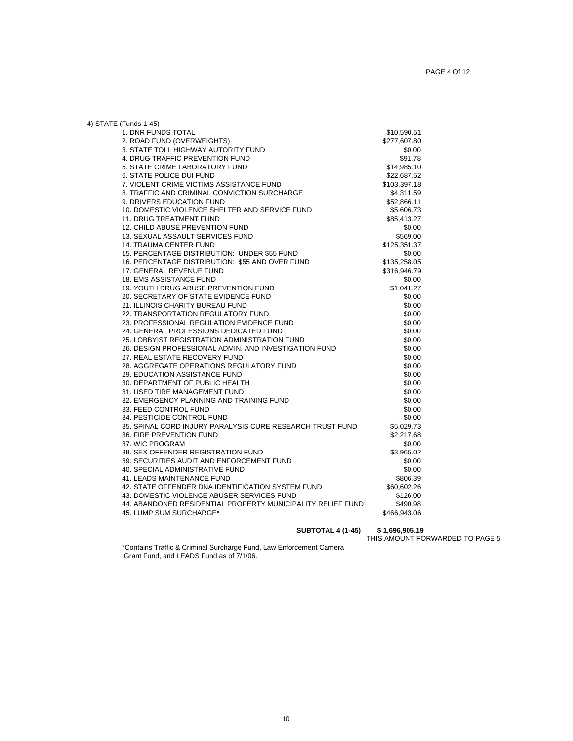4) STATE (Funds 1-45)

| Fund | Amount |
|---|---|
| 1. DNR FUNDS TOTAL | $10,590.51 |
| 2. ROAD FUND (OVERWEIGHTS) | $277,607.80 |
| 3. STATE TOLL HIGHWAY AUTORITY FUND | $0.00 |
| 4. DRUG TRAFFIC PREVENTION FUND | $91.78 |
| 5. STATE CRIME LABORATORY FUND | $14,985.10 |
| 6. STATE POLICE DUI FUND | $22,687.52 |
| 7. VIOLENT CRIME VICTIMS ASSISTANCE FUND | $103,397.18 |
| 8. TRAFFIC AND CRIMINAL CONVICTION SURCHARGE | $4,311.59 |
| 9. DRIVERS EDUCATION FUND | $52,866.11 |
| 10. DOMESTIC VIOLENCE SHELTER AND SERVICE FUND | $5,606.73 |
| 11. DRUG TREATMENT FUND | $85,413.27 |
| 12. CHILD ABUSE PREVENTION FUND | $0.00 |
| 13. SEXUAL ASSAULT SERVICES FUND | $569.00 |
| 14. TRAUMA CENTER FUND | $125,351.37 |
| 15. PERCENTAGE DISTRIBUTION: UNDER $55 FUND | $0.00 |
| 16. PERCENTAGE DISTRIBUTION: $55 AND OVER FUND | $135,258.05 |
| 17. GENERAL REVENUE FUND | $316,946.79 |
| 18. EMS ASSISTANCE FUND | $0.00 |
| 19. YOUTH DRUG ABUSE PREVENTION FUND | $1,041.27 |
| 20. SECRETARY OF STATE EVIDENCE FUND | $0.00 |
| 21. ILLINOIS CHARITY BUREAU FUND | $0.00 |
| 22. TRANSPORTATION REGULATORY FUND | $0.00 |
| 23. PROFESSIONAL REGULATION EVIDENCE FUND | $0.00 |
| 24. GENERAL PROFESSIONS DEDICATED FUND | $0.00 |
| 25. LOBBYIST REGISTRATION ADMINISTRATION FUND | $0.00 |
| 26. DESIGN PROFESSIONAL ADMIN. AND INVESTIGATION FUND | $0.00 |
| 27. REAL ESTATE RECOVERY FUND | $0.00 |
| 28. AGGREGATE OPERATIONS REGULATORY FUND | $0.00 |
| 29. EDUCATION ASSISTANCE FUND | $0.00 |
| 30. DEPARTMENT OF PUBLIC HEALTH | $0.00 |
| 31. USED TIRE MANAGEMENT FUND | $0.00 |
| 32. EMERGENCY PLANNING AND TRAINING FUND | $0.00 |
| 33. FEED CONTROL FUND | $0.00 |
| 34. PESTICIDE CONTROL FUND | $0.00 |
| 35. SPINAL CORD INJURY PARALYSIS CURE RESEARCH TRUST FUND | $5,029.73 |
| 36. FIRE PREVENTION FUND | $2,217.68 |
| 37. WIC PROGRAM | $0.00 |
| 38. SEX OFFENDER REGISTRATION FUND | $3,965.02 |
| 39. SECURITIES AUDIT AND ENFORCEMENT FUND | $0.00 |
| 40. SPECIAL ADMINISTRATIVE FUND | $0.00 |
| 41. LEADS MAINTENANCE FUND | $806.39 |
| 42. STATE OFFENDER DNA IDENTIFICATION SYSTEM FUND | $60,602.26 |
| 43. DOMESTIC VIOLENCE ABUSER SERVICES FUND | $126.00 |
| 44. ABANDONED RESIDENTIAL PROPERTY MUNICIPALITY RELIEF FUND | $490.98 |
| 45. LUMP SUM SURCHARGE* | $466,943.06 |
| **SUBTOTAL 4 (1-45)** | **$ 1,696,905.19** |

THIS AMOUNT FORWARDED TO PAGE 5

*Contains Traffic & Criminal Surcharge Fund, Law Enforcement Camera Grant Fund, and LEADS Fund as of 7/1/06.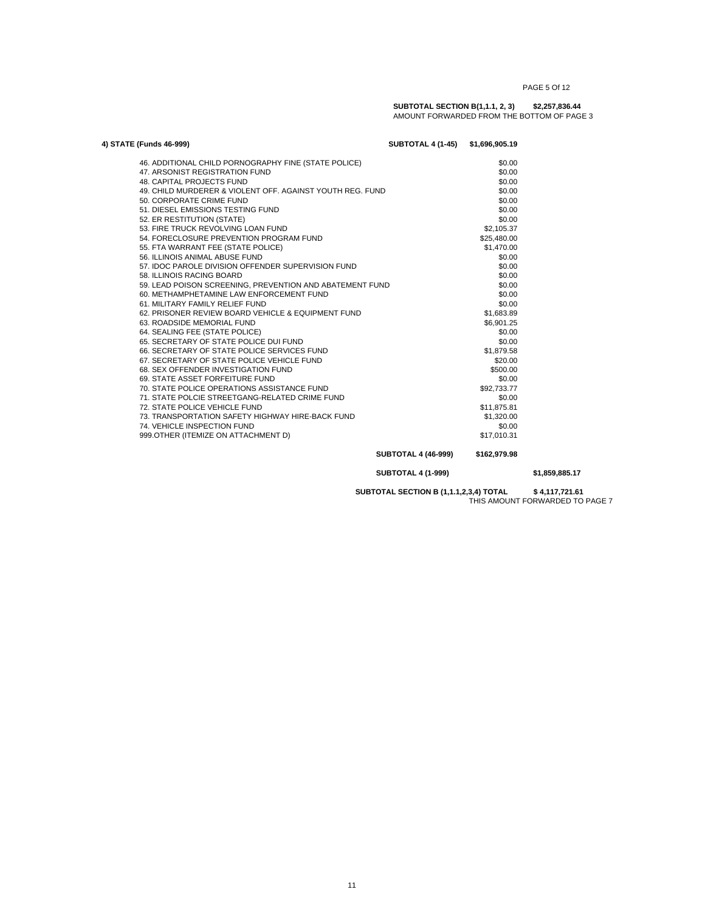**SUBTOTAL SECTION B(1,1.1, 2, 3) $2,257,836.44**
AMOUNT FORWARDED FROM THE BOTTOM OF PAGE 3

**4) STATE (Funds 46-999)** **SUBTOTAL 4 (1-45) $1,696,905.19**

| Fund | Amount | |
|---|---|---|
| 46. ADDITIONAL CHILD PORNOGRAPHY FINE (STATE POLICE) | $0.00 | |
| 47. ARSONIST REGISTRATION FUND | $0.00 | |
| 48. CAPITAL PROJECTS FUND | $0.00 | |
| 49. CHILD MURDERER & VIOLENT OFF. AGAINST YOUTH REG. FUND | $0.00 | |
| 50. CORPORATE CRIME FUND | $0.00 | |
| 51. DIESEL EMISSIONS TESTING FUND | $0.00 | |
| 52. ER RESTITUTION (STATE) | $0.00 | |
| 53. FIRE TRUCK REVOLVING LOAN FUND | $2,105.37 | |
| 54. FORECLOSURE PREVENTION PROGRAM FUND | $25,480.00 | |
| 55. FTA WARRANT FEE (STATE POLICE) | $1,470.00 | |
| 56. ILLINOIS ANIMAL ABUSE FUND | $0.00 | |
| 57. IDOC PAROLE DIVISION OFFENDER SUPERVISION FUND | $0.00 | |
| 58. ILLINOIS RACING BOARD | $0.00 | |
| 59. LEAD POISON SCREENING, PREVENTION AND ABATEMENT FUND | $0.00 | |
| 60. METHAMPHETAMINE LAW ENFORCEMENT FUND | $0.00 | |
| 61. MILITARY FAMILY RELIEF FUND | $0.00 | |
| 62. PRISONER REVIEW BOARD VEHICLE & EQUIPMENT FUND | $1,683.89 | |
| 63. ROADSIDE MEMORIAL FUND | $6,901.25 | |
| 64. SEALING FEE (STATE POLICE) | $0.00 | |
| 65. SECRETARY OF STATE POLICE DUI FUND | $0.00 | |
| 66. SECRETARY OF STATE POLICE SERVICES FUND | $1,879.58 | |
| 67. SECRETARY OF STATE POLICE VEHICLE FUND | $20.00 | |
| 68. SEX OFFENDER INVESTIGATION FUND | $500.00 | |
| 69. STATE ASSET FORFEITURE FUND | $0.00 | |
| 70. STATE POLICE OPERATIONS ASSISTANCE FUND | $92,733.77 | |
| 71. STATE POLCIE STREETGANG-RELATED CRIME FUND | $0.00 | |
| 72. STATE POLICE VEHICLE FUND | $11,875.81 | |
| 73. TRANSPORTATION SAFETY HIGHWAY HIRE-BACK FUND | $1,320.00 | |
| 74. VEHICLE INSPECTION FUND | $0.00 | |
| 999.OTHER (ITEMIZE ON ATTACHMENT D) | $17,010.31 | |
| **SUBTOTAL 4 (46-999)** | **$162,979.98** | |
| **SUBTOTAL 4 (1-999)** | | **$1,859,885.17** |

**SUBTOTAL SECTION B (1,1.1,2,3,4) TOTAL $ 4,117,721.61**
THIS AMOUNT FORWARDED TO PAGE 7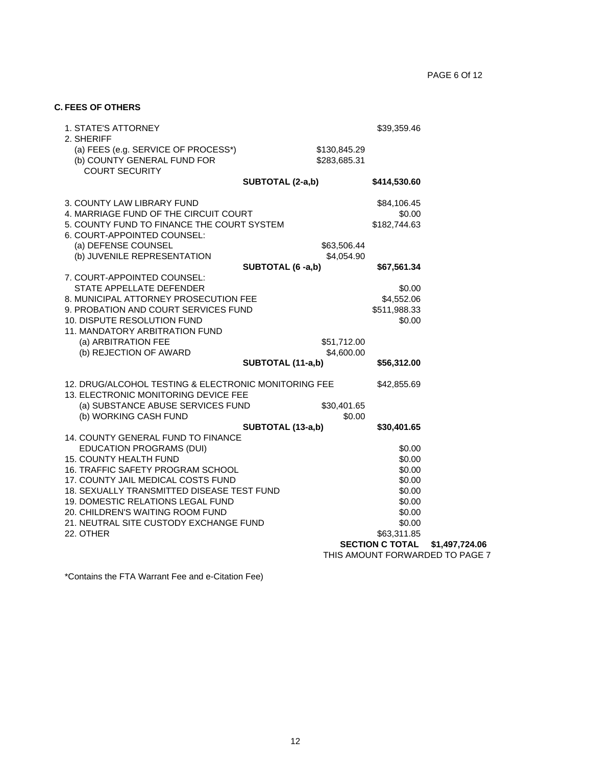## C. FEES OF OTHERS

| Item | Sub-amount | Amount | Total |
|---|---|---|---|
| 1. STATE'S ATTORNEY | | $39,359.46 | |
| 2. SHERIFF | | | |
| (a) FEES (e.g. SERVICE OF PROCESS*) | $130,845.29 | | |
| (b) COUNTY GENERAL FUND FOR COURT SECURITY | $283,685.31 | | |
| **SUBTOTAL (2-a,b)** | | **$414,530.60** | |
| 3. COUNTY LAW LIBRARY FUND | | $84,106.45 | |
| 4. MARRIAGE FUND OF THE CIRCUIT COURT | | $0.00 | |
| 5. COUNTY FUND TO FINANCE THE COURT SYSTEM | | $182,744.63 | |
| 6. COURT-APPOINTED COUNSEL: | | | |
| (a) DEFENSE COUNSEL | $63,506.44 | | |
| (b) JUVENILE REPRESENTATION | $4,054.90 | | |
| **SUBTOTAL (6 -a,b)** | | **$67,561.34** | |
| 7. COURT-APPOINTED COUNSEL: STATE APPELLATE DEFENDER | | $0.00 | |
| 8. MUNICIPAL ATTORNEY PROSECUTION FEE | | $4,552.06 | |
| 9. PROBATION AND COURT SERVICES FUND | | $511,988.33 | |
| 10. DISPUTE RESOLUTION FUND | | $0.00 | |
| 11. MANDATORY ARBITRATION FUND | | | |
| (a) ARBITRATION FEE | $51,712.00 | | |
| (b) REJECTION OF AWARD | $4,600.00 | | |
| **SUBTOTAL (11-a,b)** | | **$56,312.00** | |
| 12. DRUG/ALCOHOL TESTING & ELECTRONIC MONITORING FEE | | $42,855.69 | |
| 13. ELECTRONIC MONITORING DEVICE FEE | | | |
| (a) SUBSTANCE ABUSE SERVICES FUND | $30,401.65 | | |
| (b) WORKING CASH FUND | $0.00 | | |
| **SUBTOTAL (13-a,b)** | | **$30,401.65** | |
| 14. COUNTY GENERAL FUND TO FINANCE EDUCATION PROGRAMS (DUI) | | $0.00 | |
| 15. COUNTY HEALTH FUND | | $0.00 | |
| 16. TRAFFIC SAFETY PROGRAM SCHOOL | | $0.00 | |
| 17. COUNTY JAIL MEDICAL COSTS FUND | | $0.00 | |
| 18. SEXUALLY TRANSMITTED DISEASE TEST FUND | | $0.00 | |
| 19. DOMESTIC RELATIONS LEGAL FUND | | $0.00 | |
| 20. CHILDREN'S WAITING ROOM FUND | | $0.00 | |
| 21. NEUTRAL SITE CUSTODY EXCHANGE FUND | | $0.00 | |
| 22. OTHER | | $63,311.85 | |
| | | **SECTION C TOTAL** | **$1,497,724.06** |

THIS AMOUNT FORWARDED TO PAGE 7

*Contains the FTA Warrant Fee and e-Citation Fee)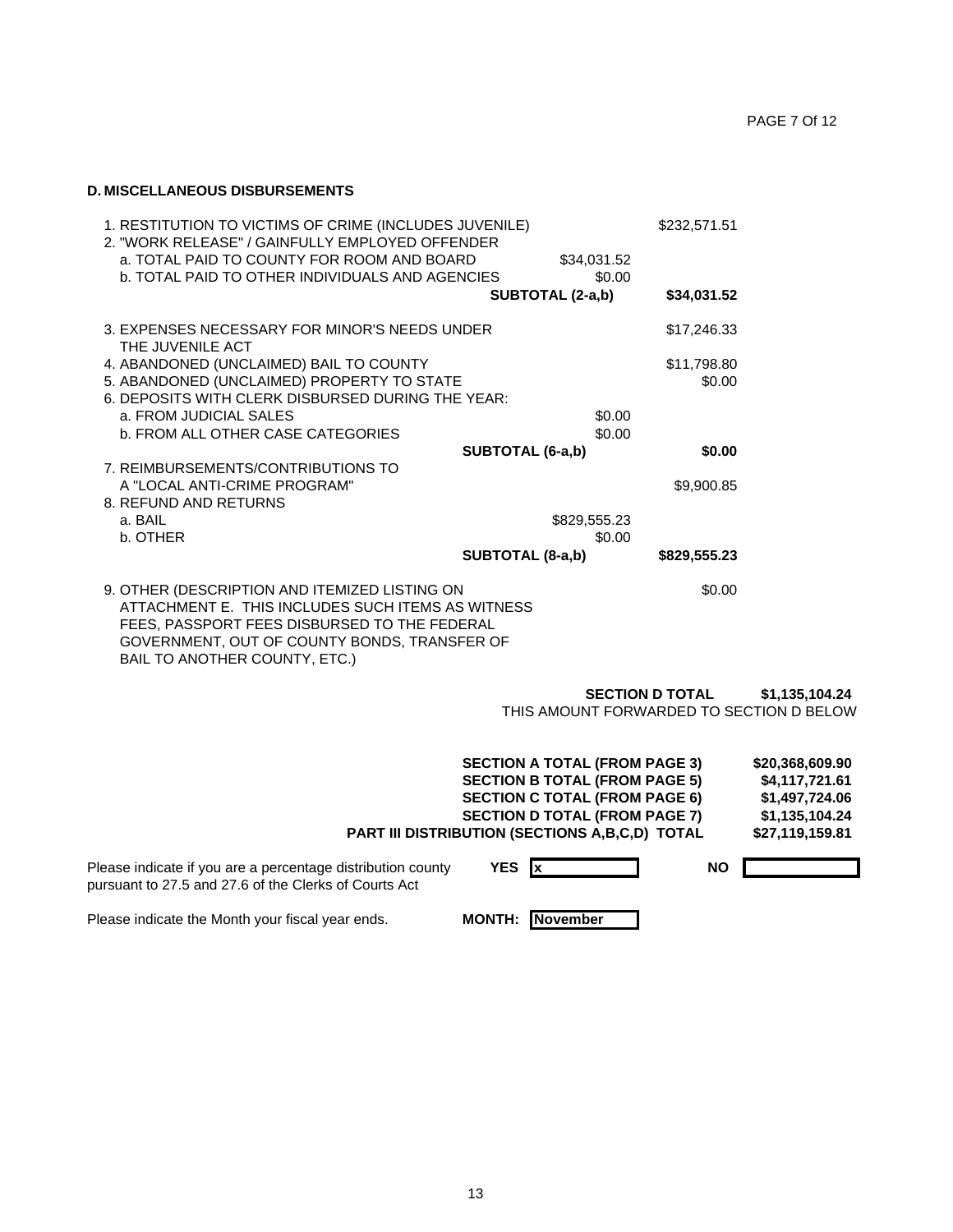## D. MISCELLANEOUS DISBURSEMENTS

| | | |
|---|---|---|
| 1. RESTITUTION TO VICTIMS OF CRIME (INCLUDES JUVENILE) | | $232,571.51 |
| 2. "WORK RELEASE" / GAINFULLY EMPLOYED OFFENDER | | |
| a. TOTAL PAID TO COUNTY FOR ROOM AND BOARD | $34,031.52 | |
| b. TOTAL PAID TO OTHER INDIVIDUALS AND AGENCIES | $0.00 | |
| **SUBTOTAL (2-a,b)** | | **$34,031.52** |
| 3. EXPENSES NECESSARY FOR MINOR'S NEEDS UNDER THE JUVENILE ACT | | $17,246.33 |
| 4. ABANDONED (UNCLAIMED) BAIL TO COUNTY | | $11,798.80 |
| 5. ABANDONED (UNCLAIMED) PROPERTY TO STATE | | $0.00 |
| 6. DEPOSITS WITH CLERK DISBURSED DURING THE YEAR: | | |
| a. FROM JUDICIAL SALES | $0.00 | |
| b. FROM ALL OTHER CASE CATEGORIES | $0.00 | |
| **SUBTOTAL (6-a,b)** | | **$0.00** |
| 7. REIMBURSEMENTS/CONTRIBUTIONS TO A "LOCAL ANTI-CRIME PROGRAM" | | $9,900.85 |
| 8. REFUND AND RETURNS | | |
| a. BAIL | $829,555.23 | |
| b. OTHER | $0.00 | |
| **SUBTOTAL (8-a,b)** | | **$829,555.23** |
| 9. OTHER (DESCRIPTION AND ITEMIZED LISTING ON ATTACHMENT E. THIS INCLUDES SUCH ITEMS AS WITNESS FEES, PASSPORT FEES DISBURSED TO THE FEDERAL GOVERNMENT, OUT OF COUNTY BONDS, TRANSFER OF BAIL TO ANOTHER COUNTY, ETC.) | | $0.00 |

**SECTION D TOTAL** **$1,135,104.24**
THIS AMOUNT FORWARDED TO SECTION D BELOW

| | |
|---|---|
| **SECTION A TOTAL (FROM PAGE 3)** | **$20,368,609.90** |
| **SECTION B TOTAL (FROM PAGE 5)** | **$4,117,721.61** |
| **SECTION C TOTAL (FROM PAGE 6)** | **$1,497,724.06** |
| **SECTION D TOTAL (FROM PAGE 7)** | **$1,135,104.24** |
| **PART III DISTRIBUTION (SECTIONS A,B,C,D) TOTAL** | **$27,119,159.81** |

Please indicate if you are a percentage distribution county pursuant to 27.5 and 27.6 of the Clerks of Courts Act **YES** x **NO**

Please indicate the Month your fiscal year ends. **MONTH:** **November**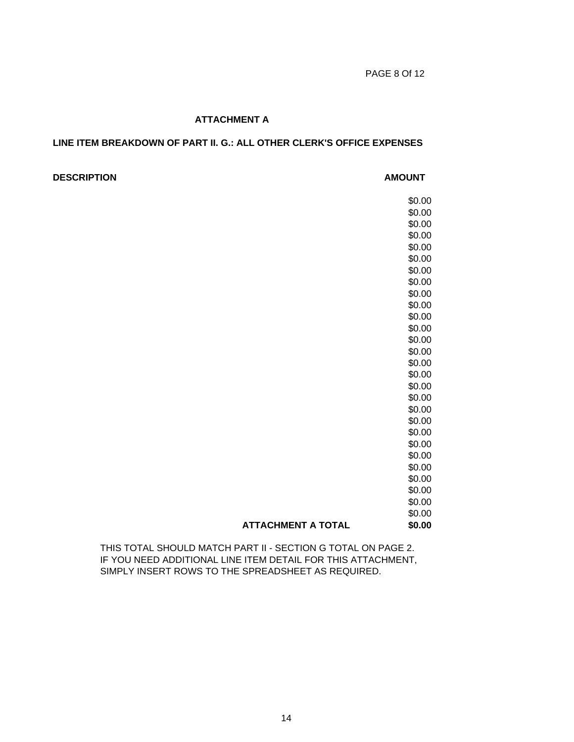### ATTACHMENT A

### LINE ITEM BREAKDOWN OF PART II. G.: ALL OTHER CLERK'S OFFICE EXPENSES

| DESCRIPTION | AMOUNT |
|---|---|
| | $0.00 |
| | $0.00 |
| | $0.00 |
| | $0.00 |
| | $0.00 |
| | $0.00 |
| | $0.00 |
| | $0.00 |
| | $0.00 |
| | $0.00 |
| | $0.00 |
| | $0.00 |
| | $0.00 |
| | $0.00 |
| | $0.00 |
| | $0.00 |
| | $0.00 |
| | $0.00 |
| | $0.00 |
| | $0.00 |
| | $0.00 |
| | $0.00 |
| | $0.00 |
| | $0.00 |
| | $0.00 |
| | $0.00 |
| | $0.00 |
| | $0.00 |
| **ATTACHMENT A TOTAL** | **$0.00** |

THIS TOTAL SHOULD MATCH PART II - SECTION G TOTAL ON PAGE 2.
IF YOU NEED ADDITIONAL LINE ITEM DETAIL FOR THIS ATTACHMENT,
SIMPLY INSERT ROWS TO THE SPREADSHEET AS REQUIRED.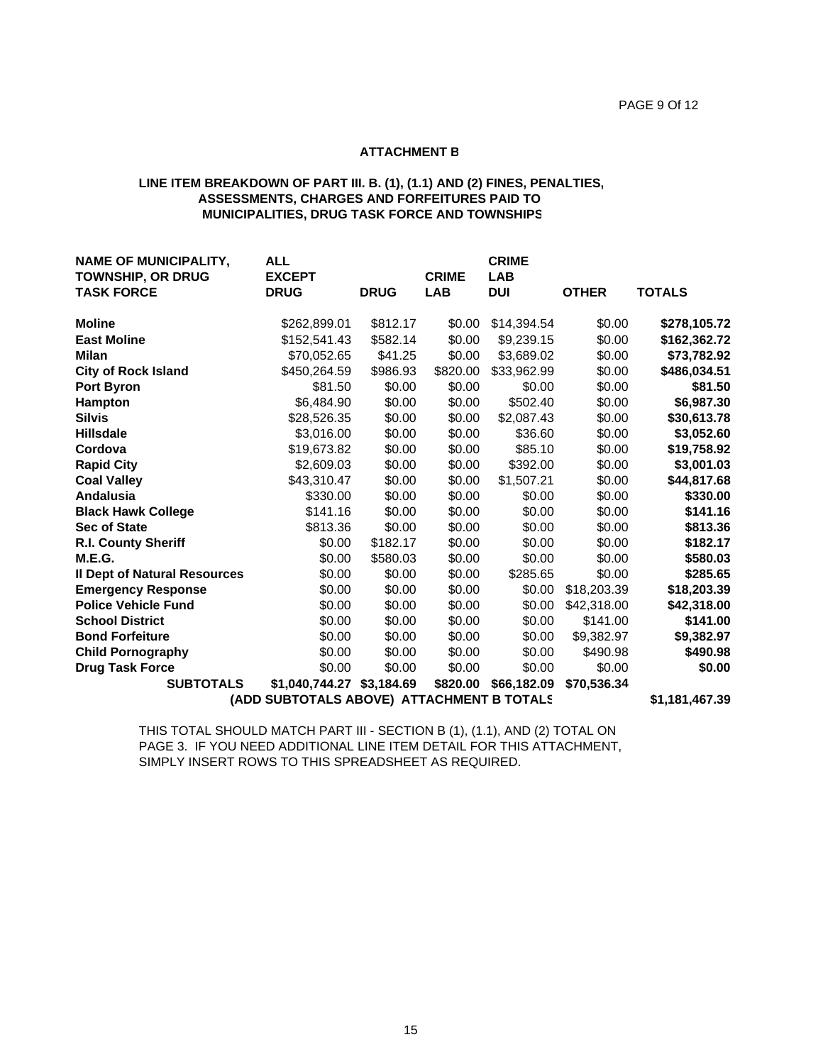PAGE 9 Of 12

## ATTACHMENT B

### LINE ITEM BREAKDOWN OF PART III. B. (1), (1.1) AND (2) FINES, PENALTIES, ASSESSMENTS, CHARGES AND FORFEITURES PAID TO MUNICIPALITIES, DRUG TASK FORCE AND TOWNSHIPS

| NAME OF MUNICIPALITY, TOWNSHIP, OR DRUG TASK FORCE | ALL EXCEPT DRUG | DRUG | CRIME LAB | CRIME LAB DUI | OTHER | TOTALS |
|---|---|---|---|---|---|---|
| **Moline** | $262,899.01 | $812.17 | $0.00 | $14,394.54 | $0.00 | **$278,105.72** |
| **East Moline** | $152,541.43 | $582.14 | $0.00 | $9,239.15 | $0.00 | **$162,362.72** |
| **Milan** | $70,052.65 | $41.25 | $0.00 | $3,689.02 | $0.00 | **$73,782.92** |
| **City of Rock Island** | $450,264.59 | $986.93 | $820.00 | $33,962.99 | $0.00 | **$486,034.51** |
| **Port Byron** | $81.50 | $0.00 | $0.00 | $0.00 | $0.00 | **$81.50** |
| **Hampton** | $6,484.90 | $0.00 | $0.00 | $502.40 | $0.00 | **$6,987.30** |
| **Silvis** | $28,526.35 | $0.00 | $0.00 | $2,087.43 | $0.00 | **$30,613.78** |
| **Hillsdale** | $3,016.00 | $0.00 | $0.00 | $36.60 | $0.00 | **$3,052.60** |
| **Cordova** | $19,673.82 | $0.00 | $0.00 | $85.10 | $0.00 | **$19,758.92** |
| **Rapid City** | $2,609.03 | $0.00 | $0.00 | $392.00 | $0.00 | **$3,001.03** |
| **Coal Valley** | $43,310.47 | $0.00 | $0.00 | $1,507.21 | $0.00 | **$44,817.68** |
| **Andalusia** | $330.00 | $0.00 | $0.00 | $0.00 | $0.00 | **$330.00** |
| **Black Hawk College** | $141.16 | $0.00 | $0.00 | $0.00 | $0.00 | **$141.16** |
| **Sec of State** | $813.36 | $0.00 | $0.00 | $0.00 | $0.00 | **$813.36** |
| **R.I. County Sheriff** | $0.00 | $182.17 | $0.00 | $0.00 | $0.00 | **$182.17** |
| **M.E.G.** | $0.00 | $580.03 | $0.00 | $0.00 | $0.00 | **$580.03** |
| **Il Dept of Natural Resources** | $0.00 | $0.00 | $0.00 | $285.65 | $0.00 | **$285.65** |
| **Emergency Response** | $0.00 | $0.00 | $0.00 | $0.00 | $18,203.39 | **$18,203.39** |
| **Police Vehicle Fund** | $0.00 | $0.00 | $0.00 | $0.00 | $42,318.00 | **$42,318.00** |
| **School District** | $0.00 | $0.00 | $0.00 | $0.00 | $141.00 | **$141.00** |
| **Bond Forfeiture** | $0.00 | $0.00 | $0.00 | $0.00 | $9,382.97 | **$9,382.97** |
| **Child Pornography** | $0.00 | $0.00 | $0.00 | $0.00 | $490.98 | **$490.98** |
| **Drug Task Force** | $0.00 | $0.00 | $0.00 | $0.00 | $0.00 | **$0.00** |
| **SUBTOTALS** | **$1,040,744.27** | **$3,184.69** | **$820.00** | **$66,182.09** | **$70,536.34** | |
| **(ADD SUBTOTALS ABOVE) ATTACHMENT B TOTALS** | | | | | | **$1,181,467.39** |

THIS TOTAL SHOULD MATCH PART III - SECTION B (1), (1.1), AND (2) TOTAL ON PAGE 3. IF YOU NEED ADDITIONAL LINE ITEM DETAIL FOR THIS ATTACHMENT, SIMPLY INSERT ROWS TO THIS SPREADSHEET AS REQUIRED.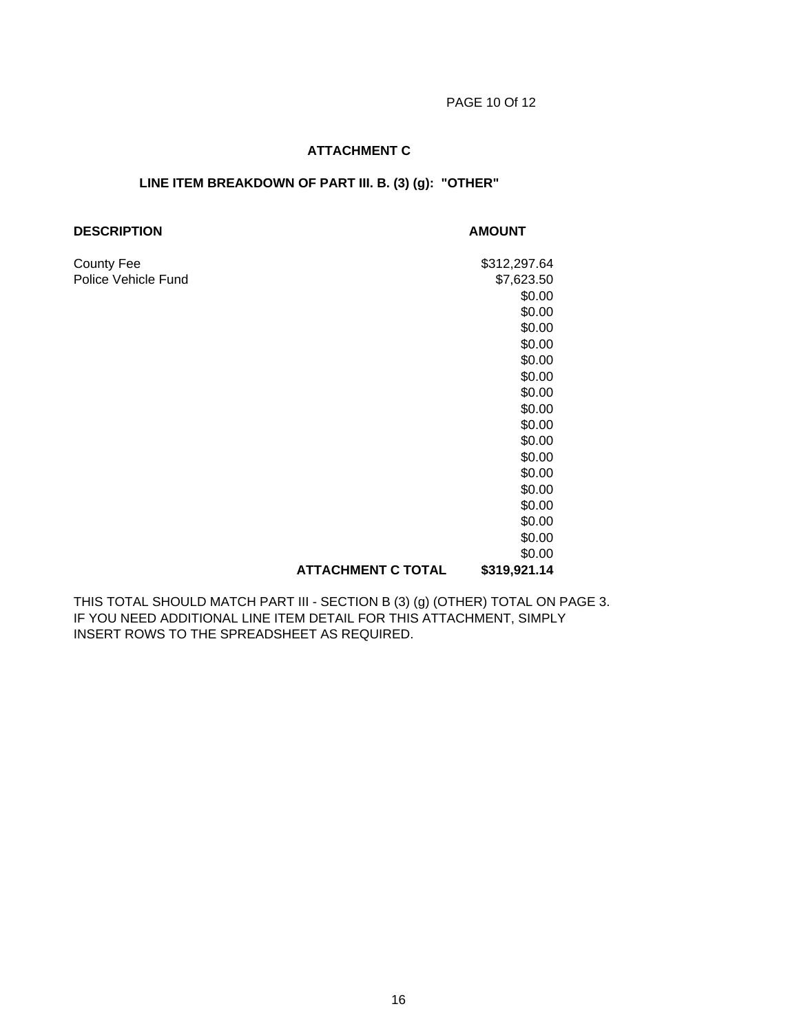## ATTACHMENT C

### LINE ITEM BREAKDOWN OF PART III. B. (3) (g): "OTHER"

| DESCRIPTION | AMOUNT |
|---|---|
| County Fee | $312,297.64 |
| Police Vehicle Fund | $7,623.50 |
| | $0.00 |
| | $0.00 |
| | $0.00 |
| | $0.00 |
| | $0.00 |
| | $0.00 |
| | $0.00 |
| | $0.00 |
| | $0.00 |
| | $0.00 |
| | $0.00 |
| | $0.00 |
| | $0.00 |
| | $0.00 |
| | $0.00 |
| | $0.00 |
| | $0.00 |
| **ATTACHMENT C TOTAL** | **$319,921.14** |

THIS TOTAL SHOULD MATCH PART III - SECTION B (3) (g) (OTHER) TOTAL ON PAGE 3.
IF YOU NEED ADDITIONAL LINE ITEM DETAIL FOR THIS ATTACHMENT, SIMPLY INSERT ROWS TO THE SPREADSHEET AS REQUIRED.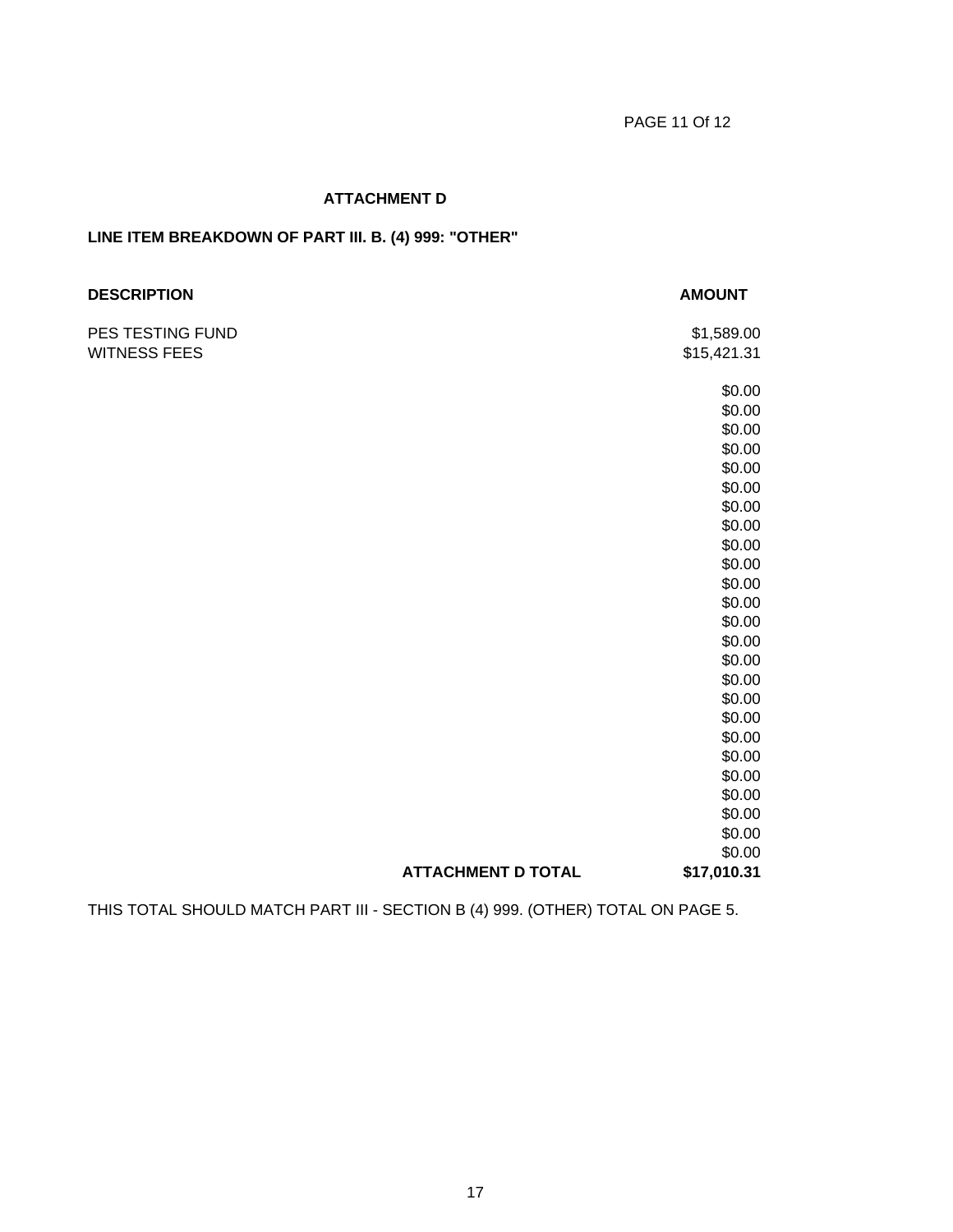## ATTACHMENT D

### LINE ITEM BREAKDOWN OF PART III. B. (4) 999: "OTHER"

| DESCRIPTION | AMOUNT |
| --- | --- |
| PES TESTING FUND | $1,589.00 |
| WITNESS FEES | $15,421.31 |
| | $0.00 |
| | $0.00 |
| | $0.00 |
| | $0.00 |
| | $0.00 |
| | $0.00 |
| | $0.00 |
| | $0.00 |
| | $0.00 |
| | $0.00 |
| | $0.00 |
| | $0.00 |
| | $0.00 |
| | $0.00 |
| | $0.00 |
| | $0.00 |
| | $0.00 |
| | $0.00 |
| | $0.00 |
| | $0.00 |
| | $0.00 |
| | $0.00 |
| | $0.00 |
| | $0.00 |
| | $0.00 |
| **ATTACHMENT D TOTAL** | **$17,010.31** |

THIS TOTAL SHOULD MATCH PART III - SECTION B (4) 999. (OTHER) TOTAL ON PAGE 5.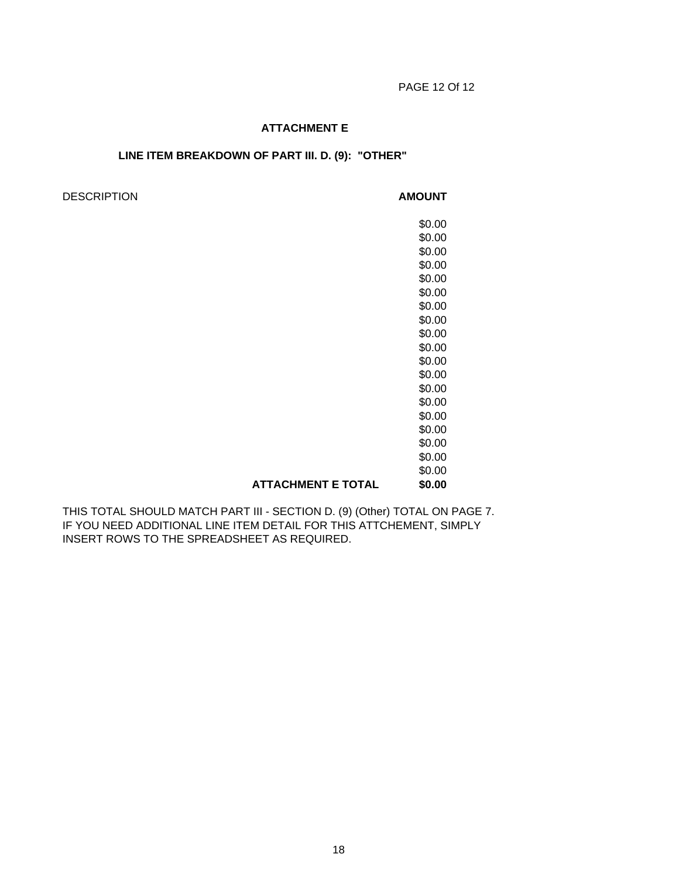## ATTACHMENT E

### LINE ITEM BREAKDOWN OF PART III. D. (9): "OTHER"

| DESCRIPTION | AMOUNT |
|---|---|
| | $0.00 |
| | $0.00 |
| | $0.00 |
| | $0.00 |
| | $0.00 |
| | $0.00 |
| | $0.00 |
| | $0.00 |
| | $0.00 |
| | $0.00 |
| | $0.00 |
| | $0.00 |
| | $0.00 |
| | $0.00 |
| | $0.00 |
| | $0.00 |
| | $0.00 |
| | $0.00 |
| | $0.00 |
| **ATTACHMENT E TOTAL** | **$0.00** |

THIS TOTAL SHOULD MATCH PART III - SECTION D. (9) (Other) TOTAL ON PAGE 7.
IF YOU NEED ADDITIONAL LINE ITEM DETAIL FOR THIS ATTCHEMENT, SIMPLY INSERT ROWS TO THE SPREADSHEET AS REQUIRED.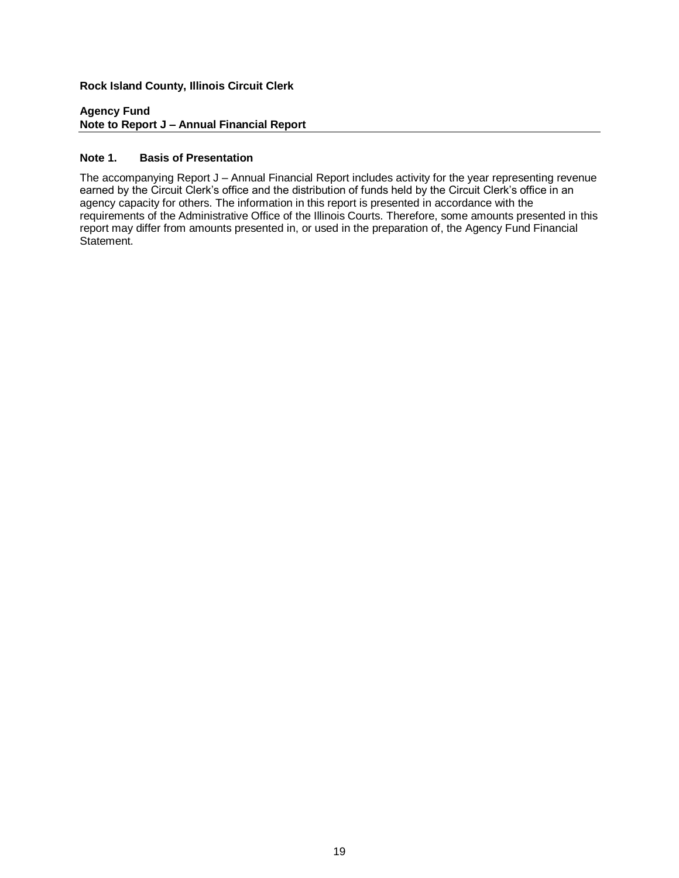**Rock Island County, Illinois Circuit Clerk**

**Agency Fund**
**Note to Report J – Annual Financial Report**

## Note 1. Basis of Presentation

The accompanying Report J – Annual Financial Report includes activity for the year representing revenue earned by the Circuit Clerk's office and the distribution of funds held by the Circuit Clerk's office in an agency capacity for others. The information in this report is presented in accordance with the requirements of the Administrative Office of the Illinois Courts. Therefore, some amounts presented in this report may differ from amounts presented in, or used in the preparation of, the Agency Fund Financial Statement.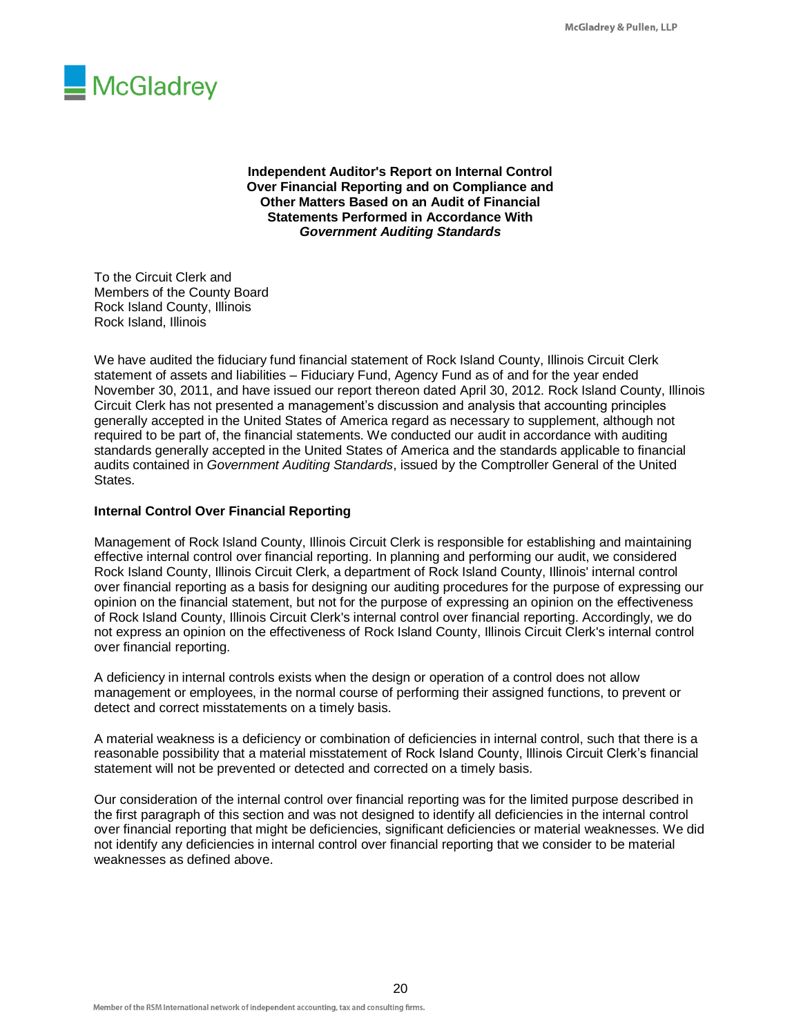**Independent Auditor's Report on Internal Control Over Financial Reporting and on Compliance and Other Matters Based on an Audit of Financial Statements Performed in Accordance With *Government Auditing Standards***

To the Circuit Clerk and
Members of the County Board
Rock Island County, Illinois
Rock Island, Illinois

We have audited the fiduciary fund financial statement of Rock Island County, Illinois Circuit Clerk statement of assets and liabilities – Fiduciary Fund, Agency Fund as of and for the year ended November 30, 2011, and have issued our report thereon dated April 30, 2012. Rock Island County, Illinois Circuit Clerk has not presented a management's discussion and analysis that accounting principles generally accepted in the United States of America regard as necessary to supplement, although not required to be part of, the financial statements. We conducted our audit in accordance with auditing standards generally accepted in the United States of America and the standards applicable to financial audits contained in *Government Auditing Standards*, issued by the Comptroller General of the United States.

**Internal Control Over Financial Reporting**

Management of Rock Island County, Illinois Circuit Clerk is responsible for establishing and maintaining effective internal control over financial reporting. In planning and performing our audit, we considered Rock Island County, Illinois Circuit Clerk, a department of Rock Island County, Illinois' internal control over financial reporting as a basis for designing our auditing procedures for the purpose of expressing our opinion on the financial statement, but not for the purpose of expressing an opinion on the effectiveness of Rock Island County, Illinois Circuit Clerk's internal control over financial reporting. Accordingly, we do not express an opinion on the effectiveness of Rock Island County, Illinois Circuit Clerk's internal control over financial reporting.

A deficiency in internal controls exists when the design or operation of a control does not allow management or employees, in the normal course of performing their assigned functions, to prevent or detect and correct misstatements on a timely basis.

A material weakness is a deficiency or combination of deficiencies in internal control, such that there is a reasonable possibility that a material misstatement of Rock Island County, Illinois Circuit Clerk's financial statement will not be prevented or detected and corrected on a timely basis.

Our consideration of the internal control over financial reporting was for the limited purpose described in the first paragraph of this section and was not designed to identify all deficiencies in the internal control over financial reporting that might be deficiencies, significant deficiencies or material weaknesses. We did not identify any deficiencies in internal control over financial reporting that we consider to be material weaknesses as defined above.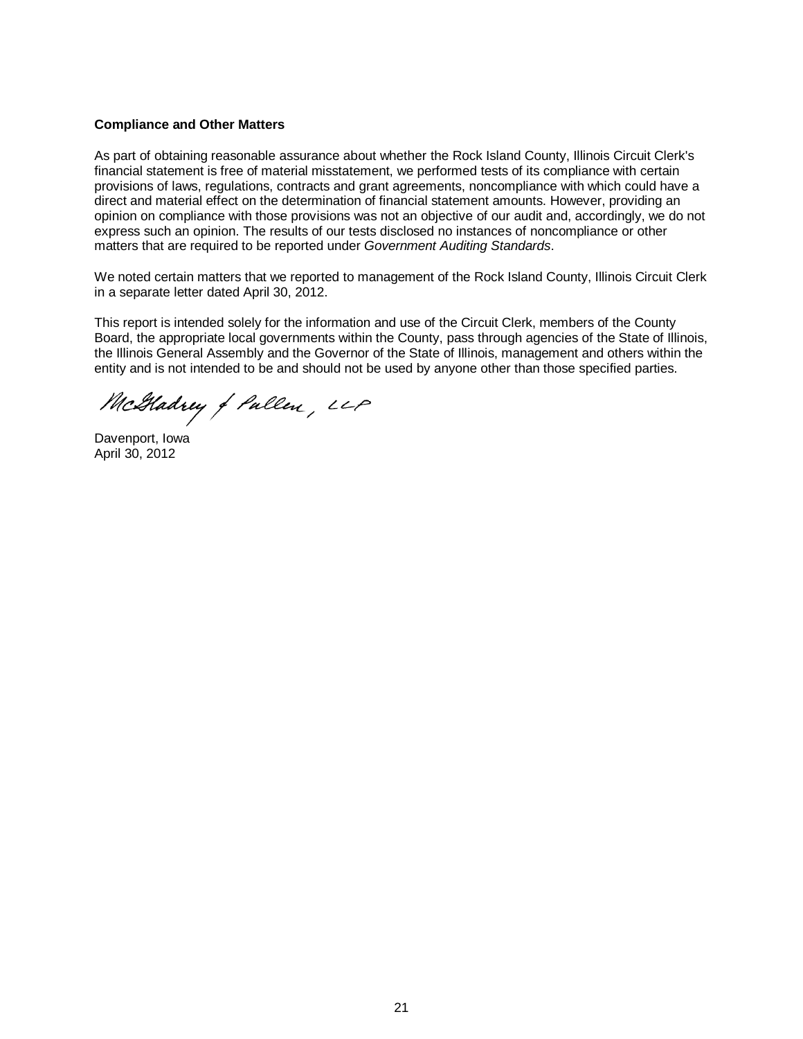**Compliance and Other Matters**

As part of obtaining reasonable assurance about whether the Rock Island County, Illinois Circuit Clerk's financial statement is free of material misstatement, we performed tests of its compliance with certain provisions of laws, regulations, contracts and grant agreements, noncompliance with which could have a direct and material effect on the determination of financial statement amounts. However, providing an opinion on compliance with those provisions was not an objective of our audit and, accordingly, we do not express such an opinion. The results of our tests disclosed no instances of noncompliance or other matters that are required to be reported under *Government Auditing Standards*.

We noted certain matters that we reported to management of the Rock Island County, Illinois Circuit Clerk in a separate letter dated April 30, 2012.

This report is intended solely for the information and use of the Circuit Clerk, members of the County Board, the appropriate local governments within the County, pass through agencies of the State of Illinois, the Illinois General Assembly and the Governor of the State of Illinois, management and others within the entity and is not intended to be and should not be used by anyone other than those specified parties.

McGladrey & Pullen, LLP

Davenport, Iowa
April 30, 2012